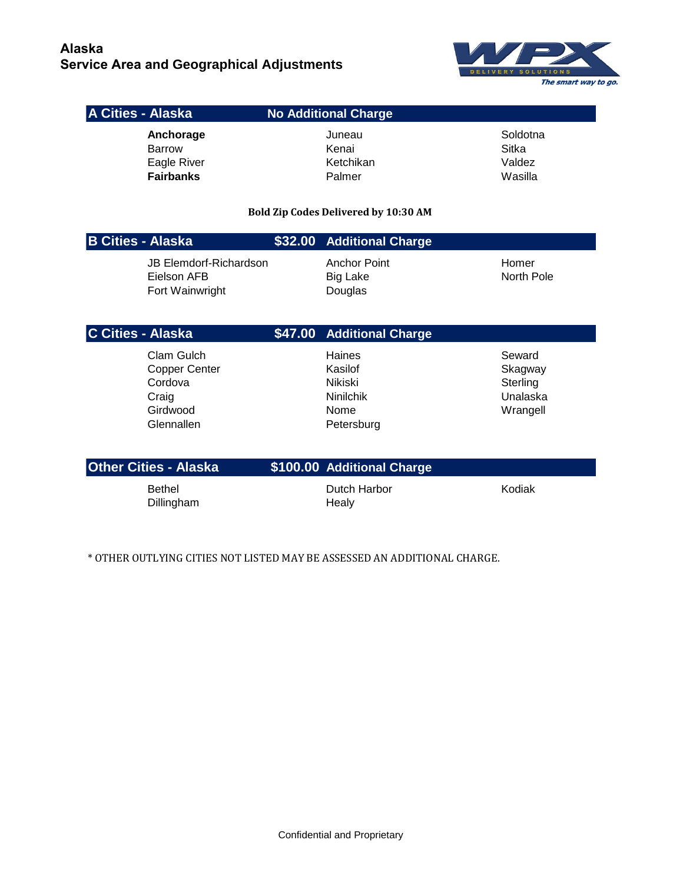# Alaska
## Service Area and Geographical Adjustments

WPX DELIVERY SOLUTIONS — *The smart way to go.*

### A Cities - Alaska — No Additional Charge

| | | |
|---|---|---|
| **Anchorage** | Juneau | Soldotna |
| Barrow | Kenai | Sitka |
| Eagle River | Ketchikan | Valdez |
| **Fairbanks** | Palmer | Wasilla |

**Bold Zip Codes Delivered by 10:30 AM**

### B Cities - Alaska — $32.00 Additional Charge

| | | |
|---|---|---|
| JB Elemdorf-Richardson | Anchor Point | Homer |
| Eielson AFB | Big Lake | North Pole |
| Fort Wainwright | Douglas | |

### C Cities - Alaska — $47.00 Additional Charge

| | | |
|---|---|---|
| Clam Gulch | Haines | Seward |
| Copper Center | Kasilof | Skagway |
| Cordova | Nikiski | Sterling |
| Craig | Ninilchik | Unalaska |
| Girdwood | Nome | Wrangell |
| Glennallen | Petersburg | |

### Other Cities - Alaska — $100.00 Additional Charge

| | | |
|---|---|---|
| Bethel | Dutch Harbor | Kodiak |
| Dillingham | Healy | |

* OTHER OUTLYING CITIES NOT LISTED MAY BE ASSESSED AN ADDITIONAL CHARGE.

Confidential and Proprietary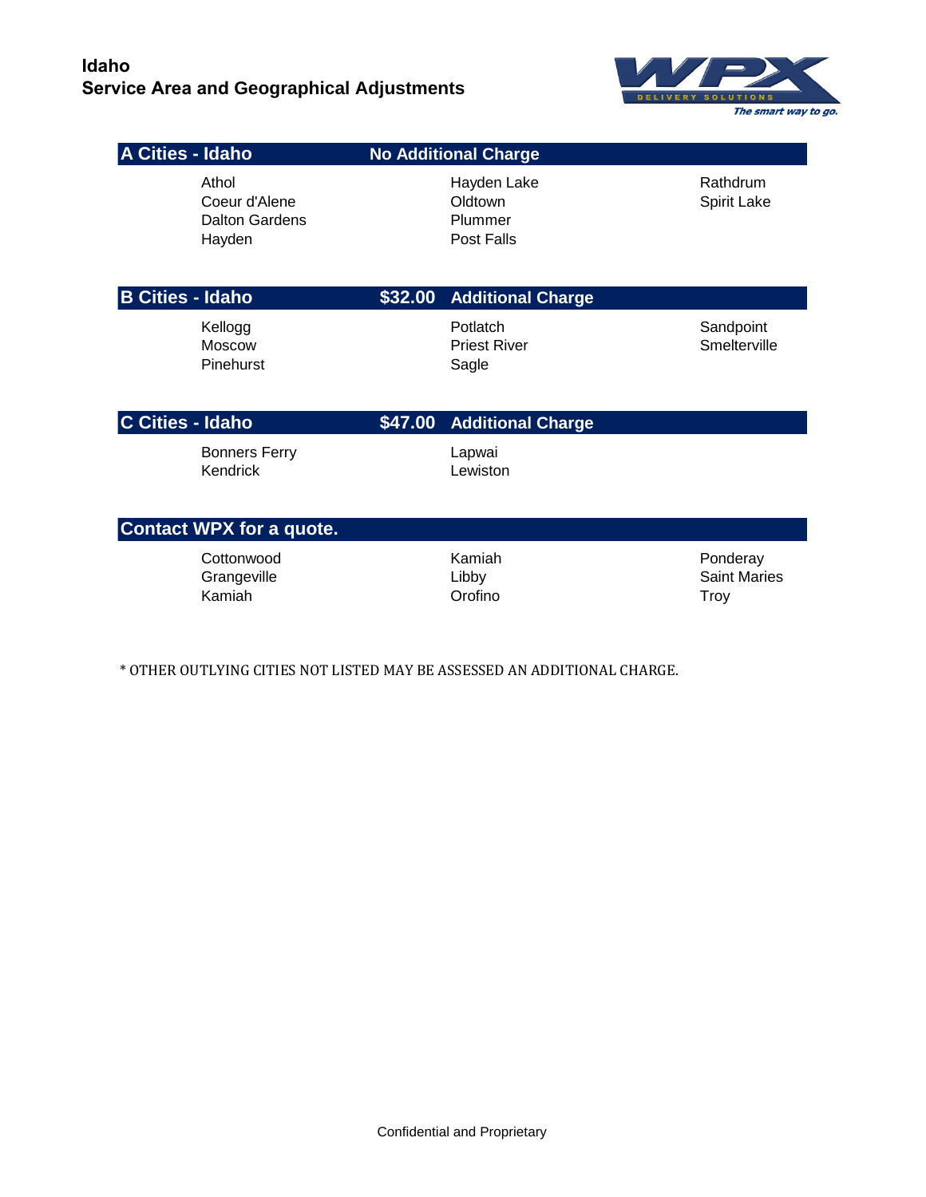# Idaho
## Service Area and Geographical Adjustments

### A Cities - Idaho — No Additional Charge

| | | |
|---|---|---|
| Athol | Hayden Lake | Rathdrum |
| Coeur d'Alene | Oldtown | Spirit Lake |
| Dalton Gardens | Plummer | |
| Hayden | Post Falls | |

### B Cities - Idaho — $32.00 Additional Charge

| | | |
|---|---|---|
| Kellogg | Potlatch | Sandpoint |
| Moscow | Priest River | Smelterville |
| Pinehurst | Sagle | |

### C Cities - Idaho — $47.00 Additional Charge

| | |
|---|---|
| Bonners Ferry | Lapwai |
| Kendrick | Lewiston |

### Contact WPX for a quote.

| | | |
|---|---|---|
| Cottonwood | Kamiah | Ponderay |
| Grangeville | Libby | Saint Maries |
| Kamiah | Orofino | Troy |

* OTHER OUTLYING CITIES NOT LISTED MAY BE ASSESSED AN ADDITIONAL CHARGE.

Confidential and Proprietary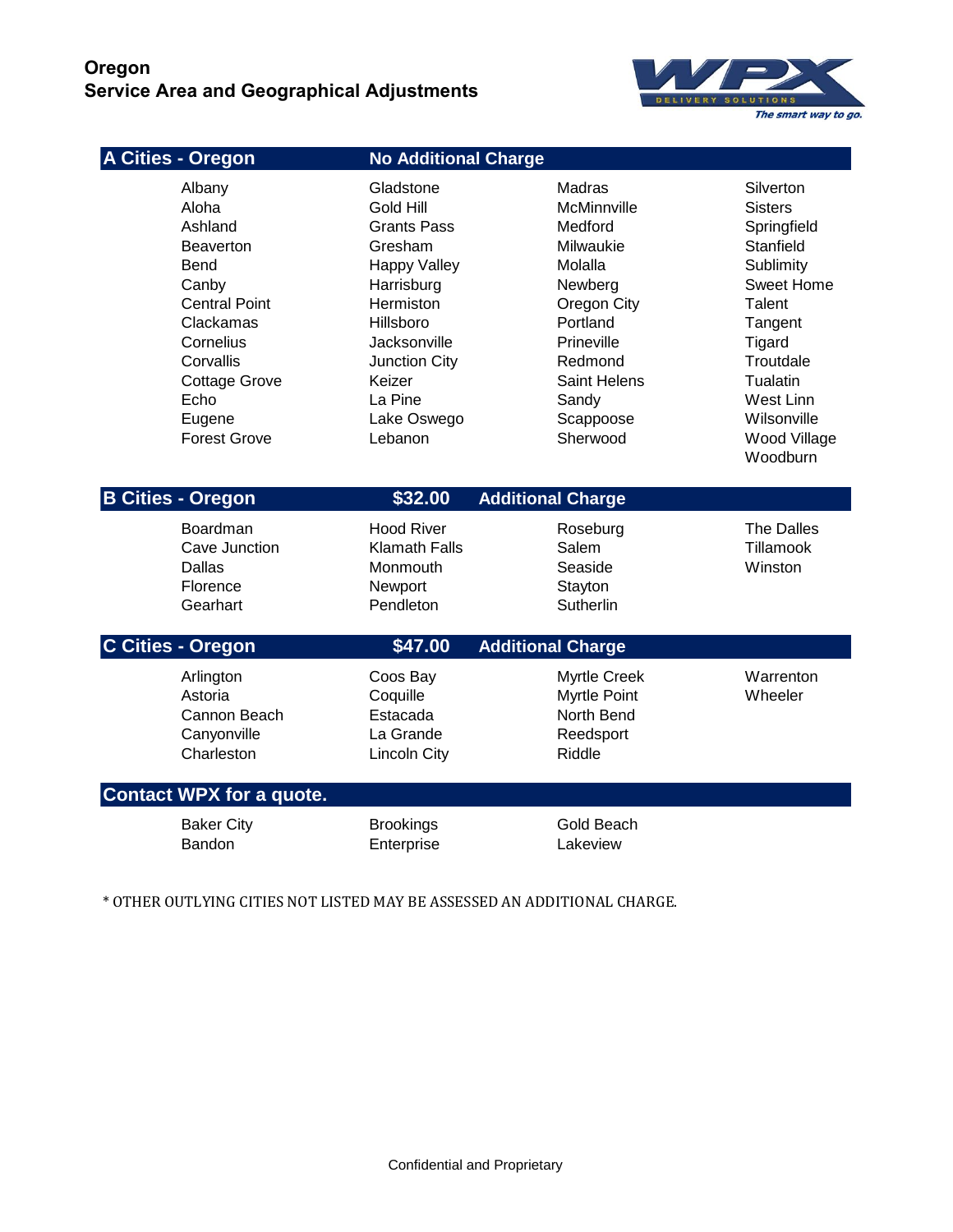# Oregon
## Service Area and Geographical Adjustments

WPX DELIVERY SOLUTIONS
*The smart way to go.*

### A Cities - Oregon — No Additional Charge

| | | | |
|---|---|---|---|
| Albany | Gladstone | Madras | Silverton |
| Aloha | Gold Hill | McMinnville | Sisters |
| Ashland | Grants Pass | Medford | Springfield |
| Beaverton | Gresham | Milwaukie | Stanfield |
| Bend | Happy Valley | Molalla | Sublimity |
| Canby | Harrisburg | Newberg | Sweet Home |
| Central Point | Hermiston | Oregon City | Talent |
| Clackamas | Hillsboro | Portland | Tangent |
| Cornelius | Jacksonville | Prineville | Tigard |
| Corvallis | Junction City | Redmond | Troutdale |
| Cottage Grove | Keizer | Saint Helens | Tualatin |
| Echo | La Pine | Sandy | West Linn |
| Eugene | Lake Oswego | Scappoose | Wilsonville |
| Forest Grove | Lebanon | Sherwood | Wood Village |
| | | | Woodburn |

### B Cities - Oregon — $32.00 Additional Charge

| | | | |
|---|---|---|---|
| Boardman | Hood River | Roseburg | The Dalles |
| Cave Junction | Klamath Falls | Salem | Tillamook |
| Dallas | Monmouth | Seaside | Winston |
| Florence | Newport | Stayton | |
| Gearhart | Pendleton | Sutherlin | |

### C Cities - Oregon — $47.00 Additional Charge

| | | | |
|---|---|---|---|
| Arlington | Coos Bay | Myrtle Creek | Warrenton |
| Astoria | Coquille | Myrtle Point | Wheeler |
| Cannon Beach | Estacada | North Bend | |
| Canyonville | La Grande | Reedsport | |
| Charleston | Lincoln City | Riddle | |

### Contact WPX for a quote.

| | | |
|---|---|---|
| Baker City | Brookings | Gold Beach |
| Bandon | Enterprise | Lakeview |

* OTHER OUTLYING CITIES NOT LISTED MAY BE ASSESSED AN ADDITIONAL CHARGE.

Confidential and Proprietary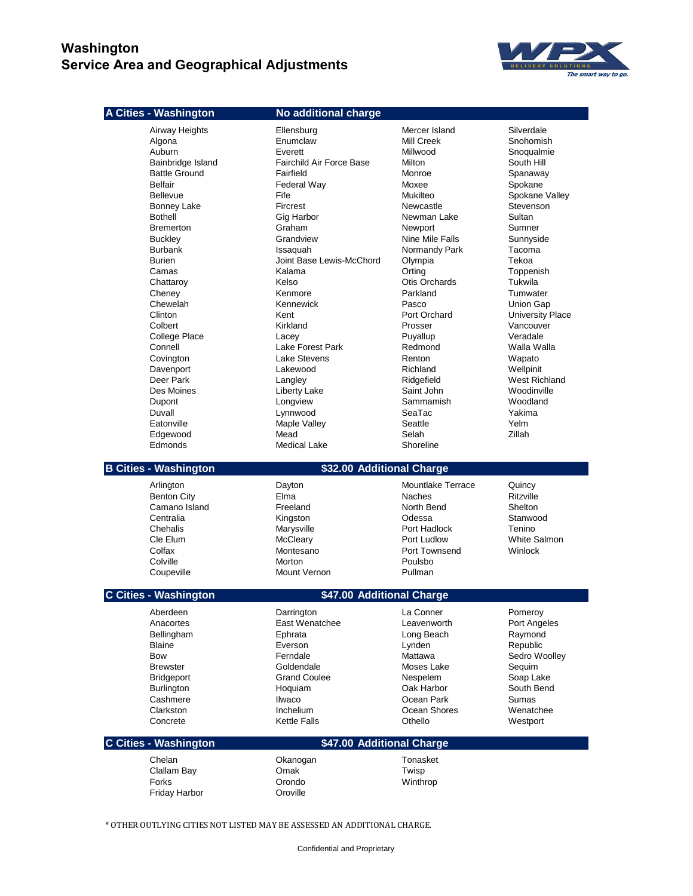# Washington
## Service Area and Geographical Adjustments

| A Cities - Washington | No additional charge | | |
|---|---|---|---|
| Airway Heights | Ellensburg | Mercer Island | Silverdale |
| Algona | Enumclaw | Mill Creek | Snohomish |
| Auburn | Everett | Millwood | Snoqualmie |
| Bainbridge Island | Fairchild Air Force Base | Milton | South Hill |
| Battle Ground | Fairfield | Monroe | Spanaway |
| Belfair | Federal Way | Moxee | Spokane |
| Bellevue | Fife | Mukilteo | Spokane Valley |
| Bonney Lake | Fircrest | Newcastle | Stevenson |
| Bothell | Gig Harbor | Newman Lake | Sultan |
| Bremerton | Graham | Newport | Sumner |
| Buckley | Grandview | Nine Mile Falls | Sunnyside |
| Burbank | Issaquah | Normandy Park | Tacoma |
| Burien | Joint Base Lewis-McChord | Olympia | Tekoa |
| Camas | Kalama | Orting | Toppenish |
| Chattaroy | Kelso | Otis Orchards | Tukwila |
| Cheney | Kenmore | Parkland | Tumwater |
| Chewelah | Kennewick | Pasco | Union Gap |
| Clinton | Kent | Port Orchard | University Place |
| Colbert | Kirkland | Prosser | Vancouver |
| College Place | Lacey | Puyallup | Veradale |
| Connell | Lake Forest Park | Redmond | Walla Walla |
| Covington | Lake Stevens | Renton | Wapato |
| Davenport | Lakewood | Richland | Wellpinit |
| Deer Park | Langley | Ridgefield | West Richland |
| Des Moines | Liberty Lake | Saint John | Woodinville |
| Dupont | Longview | Sammamish | Woodland |
| Duvall | Lynnwood | SeaTac | Yakima |
| Eatonville | Maple Valley | Seattle | Yelm |
| Edgewood | Mead | Selah | Zillah |
| Edmonds | Medical Lake | Shoreline | |

| B Cities - Washington | $32.00 Additional Charge | | |
|---|---|---|---|
| Arlington | Dayton | Mountlake Terrace | Quincy |
| Benton City | Elma | Naches | Ritzville |
| Camano Island | Freeland | North Bend | Shelton |
| Centralia | Kingston | Odessa | Stanwood |
| Chehalis | Marysville | Port Hadlock | Tenino |
| Cle Elum | McCleary | Port Ludlow | White Salmon |
| Colfax | Montesano | Port Townsend | Winlock |
| Colville | Morton | Poulsbo | |
| Coupeville | Mount Vernon | Pullman | |

| C Cities - Washington | $47.00 Additional Charge | | |
|---|---|---|---|
| Aberdeen | Darrington | La Conner | Pomeroy |
| Anacortes | East Wenatchee | Leavenworth | Port Angeles |
| Bellingham | Ephrata | Long Beach | Raymond |
| Blaine | Everson | Lynden | Republic |
| Bow | Ferndale | Mattawa | Sedro Woolley |
| Brewster | Goldendale | Moses Lake | Sequim |
| Bridgeport | Grand Coulee | Nespelem | Soap Lake |
| Burlington | Hoquiam | Oak Harbor | South Bend |
| Cashmere | Ilwaco | Ocean Park | Sumas |
| Clarkston | Inchelium | Ocean Shores | Wenatchee |
| Concrete | Kettle Falls | Othello | Westport |

| C Cities - Washington | $47.00 Additional Charge | |
|---|---|---|
| Chelan | Okanogan | Tonasket |
| Clallam Bay | Omak | Twisp |
| Forks | Orondo | Winthrop |
| Friday Harbor | Oroville | |

* OTHER OUTLYING CITIES NOT LISTED MAY BE ASSESSED AN ADDITIONAL CHARGE.

Confidential and Proprietary